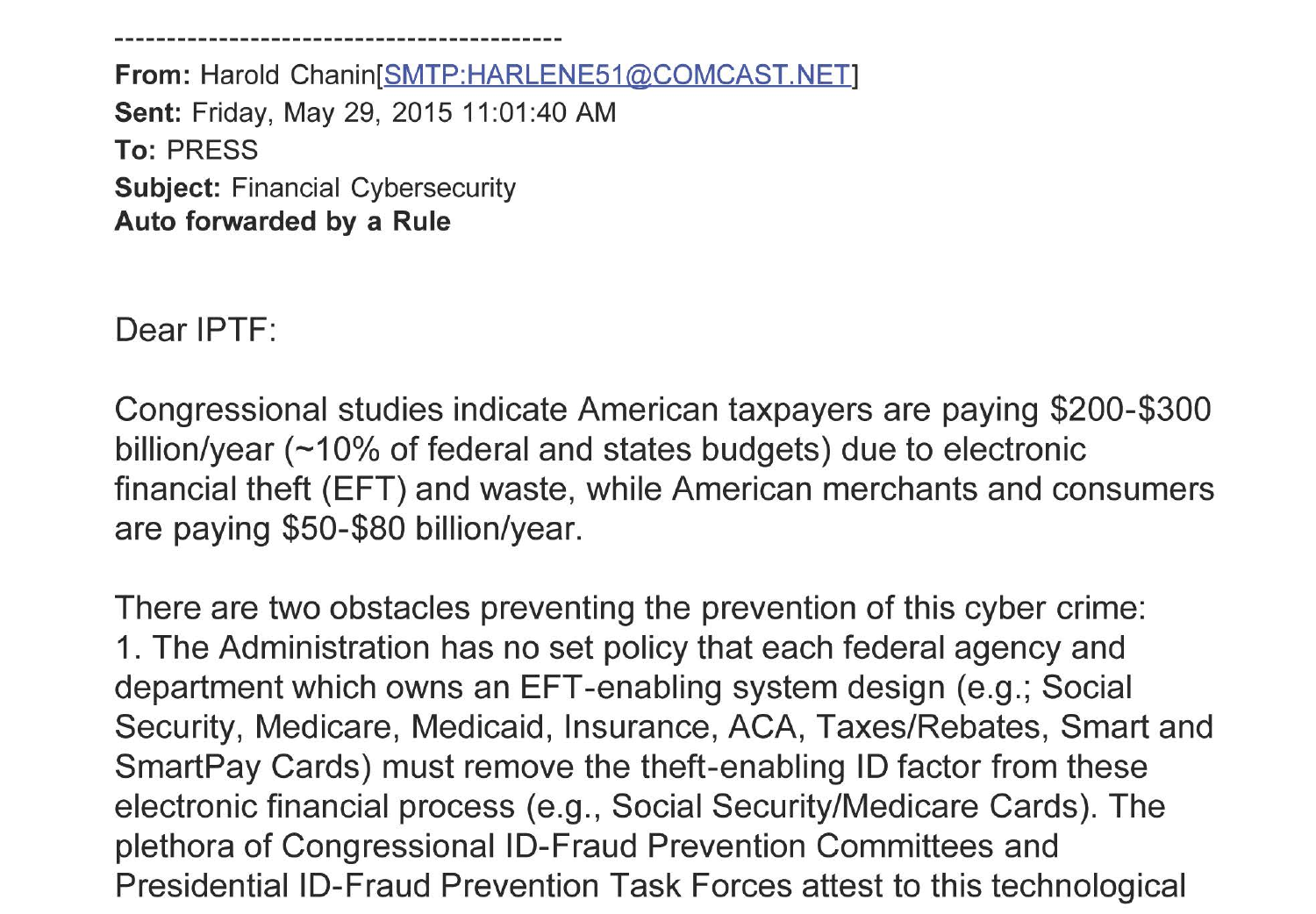-------------------------------------------

**From:** Harold Chanin[SMTP:HARLENE51@COMCAST.NET]
**Sent:** Friday, May 29, 2015 11:01:40 AM
**To:** PRESS
**Subject:** Financial Cybersecurity
**Auto forwarded by a Rule**

Dear IPTF:

Congressional studies indicate American taxpayers are paying $200-$300 billion/year (~10% of federal and states budgets) due to electronic financial theft (EFT) and waste, while American merchants and consumers are paying $50-$80 billion/year.

There are two obstacles preventing the prevention of this cyber crime:
1. The Administration has no set policy that each federal agency and department which owns an EFT-enabling system design (e.g.; Social Security, Medicare, Medicaid, Insurance, ACA, Taxes/Rebates, Smart and SmartPay Cards) must remove the theft-enabling ID factor from these electronic financial process (e.g., Social Security/Medicare Cards). The plethora of Congressional ID-Fraud Prevention Committees and Presidential ID-Fraud Prevention Task Forces attest to this technological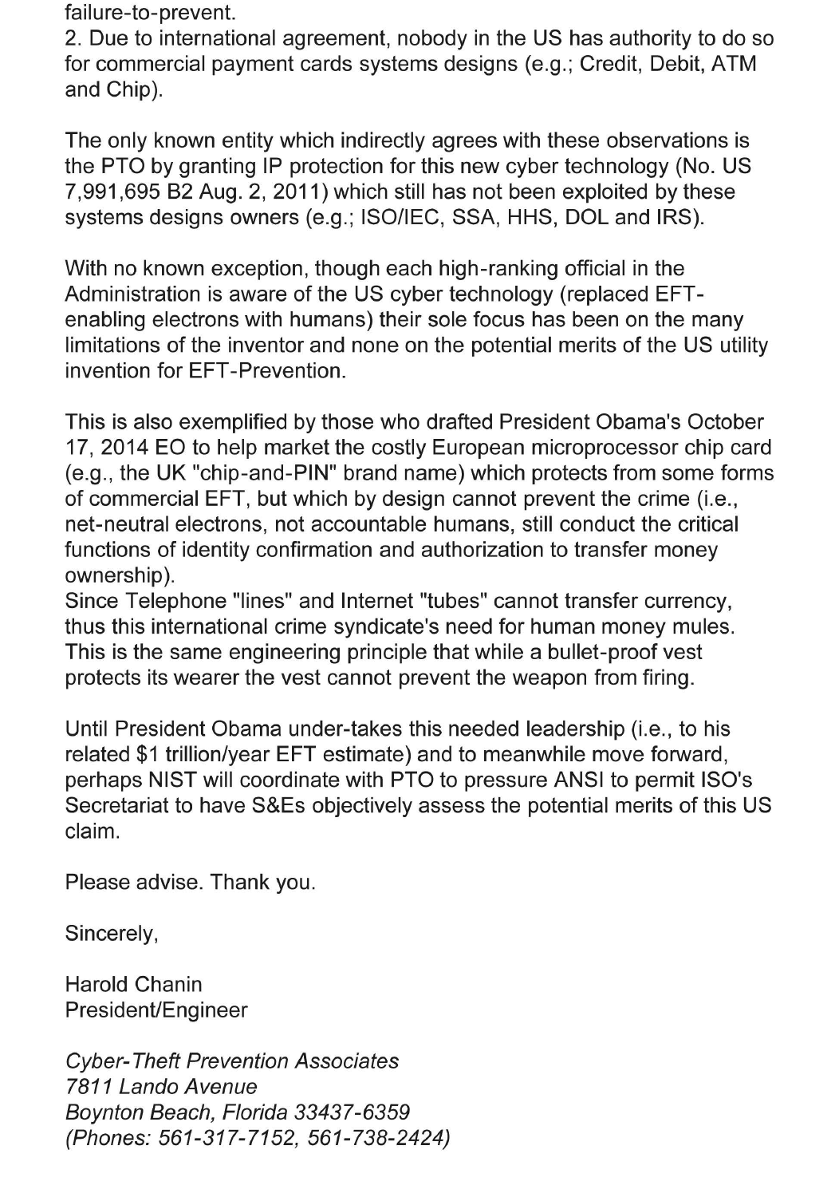failure-to-prevent.

2. Due to international agreement, nobody in the US has authority to do so for commercial payment cards systems designs (e.g.; Credit, Debit, ATM and Chip).

The only known entity which indirectly agrees with these observations is the PTO by granting IP protection for this new cyber technology (No. US 7,991,695 B2 Aug. 2, 2011) which still has not been exploited by these systems designs owners (e.g.; ISO/IEC, SSA, HHS, DOL and IRS).

With no known exception, though each high-ranking official in the Administration is aware of the US cyber technology (replaced EFT-enabling electrons with humans) their sole focus has been on the many limitations of the inventor and none on the potential merits of the US utility invention for EFT-Prevention.

This is also exemplified by those who drafted President Obama's October 17, 2014 EO to help market the costly European microprocessor chip card (e.g., the UK "chip-and-PIN" brand name) which protects from some forms of commercial EFT, but which by design cannot prevent the crime (i.e., net-neutral electrons, not accountable humans, still conduct the critical functions of identity confirmation and authorization to transfer money ownership).

Since Telephone "lines" and Internet "tubes" cannot transfer currency, thus this international crime syndicate's need for human money mules. This is the same engineering principle that while a bullet-proof vest protects its wearer the vest cannot prevent the weapon from firing.

Until President Obama under-takes this needed leadership (i.e., to his related $1 trillion/year EFT estimate) and to meanwhile move forward, perhaps NIST will coordinate with PTO to pressure ANSI to permit ISO's Secretariat to have S&Es objectively assess the potential merits of this US claim.

Please advise. Thank you.

Sincerely,

Harold Chanin
President/Engineer

*Cyber-Theft Prevention Associates*
*7811 Lando Avenue*
*Boynton Beach, Florida 33437-6359*
*(Phones: 561-317-7152, 561-738-2424)*